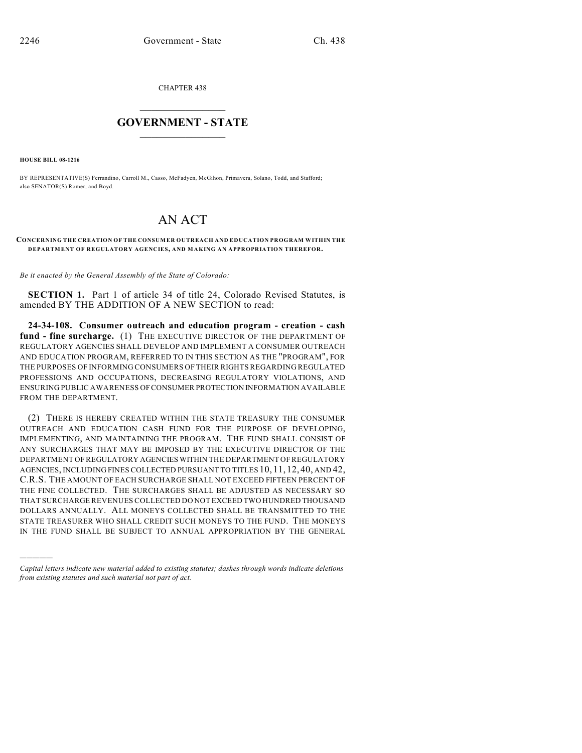CHAPTER 438

# GOVERNMENT - STATE

**HOUSE BILL 08-1216**

BY REPRESENTATIVE(S) Ferrandino, Carroll M., Casso, McFadyen, McGihon, Primavera, Solano, Todd, and Stafford; also SENATOR(S) Romer, and Boyd.

# AN ACT

**CONCERNING THE CREATION OF THE CONSUMER OUTREACH AND EDUCATION PROGRAM WITHIN THE DEPARTMENT OF REGULATORY AGENCIES, AND MAKING AN APPROPRIATION THEREFOR.**

*Be it enacted by the General Assembly of the State of Colorado:*

**SECTION 1.** Part 1 of article 34 of title 24, Colorado Revised Statutes, is amended BY THE ADDITION OF A NEW SECTION to read:

**24-34-108. Consumer outreach and education program - creation - cash fund - fine surcharge.** (1) THE EXECUTIVE DIRECTOR OF THE DEPARTMENT OF REGULATORY AGENCIES SHALL DEVELOP AND IMPLEMENT A CONSUMER OUTREACH AND EDUCATION PROGRAM, REFERRED TO IN THIS SECTION AS THE "PROGRAM", FOR THE PURPOSES OF INFORMING CONSUMERS OF THEIR RIGHTS REGARDING REGULATED PROFESSIONS AND OCCUPATIONS, DECREASING REGULATORY VIOLATIONS, AND ENSURING PUBLIC AWARENESS OF CONSUMER PROTECTION INFORMATION AVAILABLE FROM THE DEPARTMENT.

(2) THERE IS HEREBY CREATED WITHIN THE STATE TREASURY THE CONSUMER OUTREACH AND EDUCATION CASH FUND FOR THE PURPOSE OF DEVELOPING, IMPLEMENTING, AND MAINTAINING THE PROGRAM. THE FUND SHALL CONSIST OF ANY SURCHARGES THAT MAY BE IMPOSED BY THE EXECUTIVE DIRECTOR OF THE DEPARTMENT OF REGULATORY AGENCIES WITHIN THE DEPARTMENT OF REGULATORY AGENCIES, INCLUDING FINES COLLECTED PURSUANT TO TITLES 10, 11, 12, 40, AND 42, C.R.S. THE AMOUNT OF EACH SURCHARGE SHALL NOT EXCEED FIFTEEN PERCENT OF THE FINE COLLECTED. THE SURCHARGES SHALL BE ADJUSTED AS NECESSARY SO THAT SURCHARGE REVENUES COLLECTED DO NOT EXCEED TWO HUNDRED THOUSAND DOLLARS ANNUALLY. ALL MONEYS COLLECTED SHALL BE TRANSMITTED TO THE STATE TREASURER WHO SHALL CREDIT SUCH MONEYS TO THE FUND. THE MONEYS IN THE FUND SHALL BE SUBJECT TO ANNUAL APPROPRIATION BY THE GENERAL

*Capital letters indicate new material added to existing statutes; dashes through words indicate deletions from existing statutes and such material not part of act.*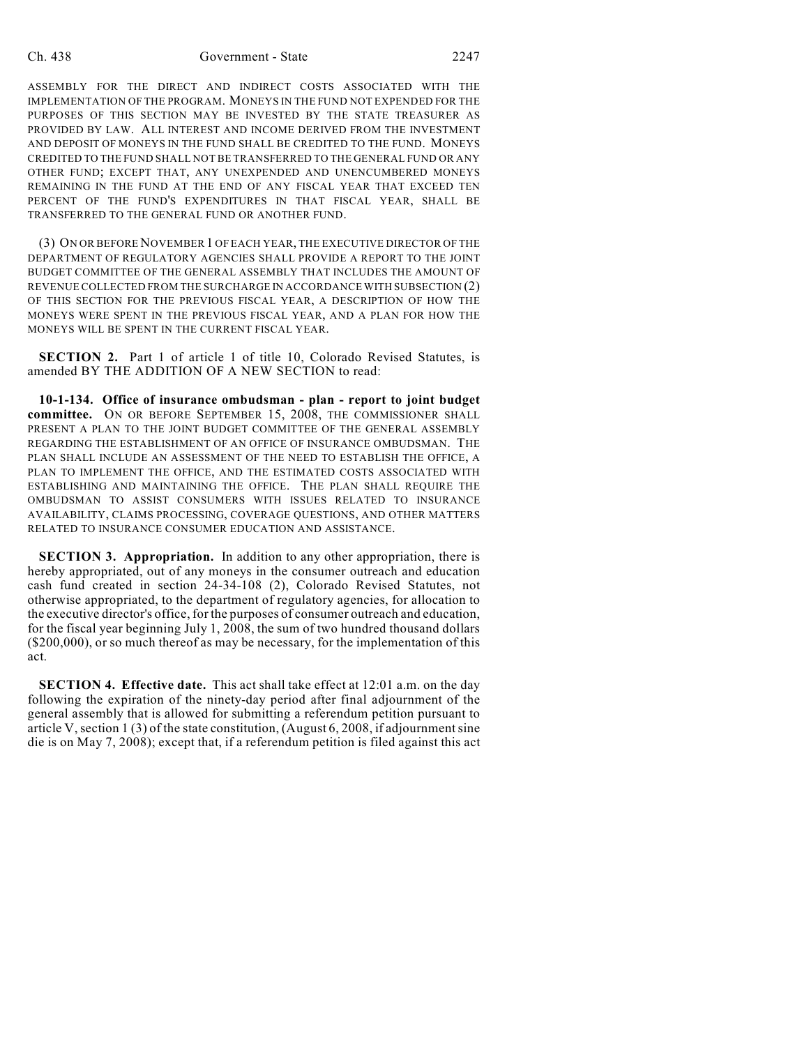ASSEMBLY FOR THE DIRECT AND INDIRECT COSTS ASSOCIATED WITH THE IMPLEMENTATION OF THE PROGRAM. MONEYS IN THE FUND NOT EXPENDED FOR THE PURPOSES OF THIS SECTION MAY BE INVESTED BY THE STATE TREASURER AS PROVIDED BY LAW. ALL INTEREST AND INCOME DERIVED FROM THE INVESTMENT AND DEPOSIT OF MONEYS IN THE FUND SHALL BE CREDITED TO THE FUND. MONEYS CREDITED TO THE FUND SHALL NOT BE TRANSFERRED TO THE GENERAL FUND OR ANY OTHER FUND; EXCEPT THAT, ANY UNEXPENDED AND UNENCUMBERED MONEYS REMAINING IN THE FUND AT THE END OF ANY FISCAL YEAR THAT EXCEED TEN PERCENT OF THE FUND'S EXPENDITURES IN THAT FISCAL YEAR, SHALL BE TRANSFERRED TO THE GENERAL FUND OR ANOTHER FUND.

(3) ON OR BEFORE NOVEMBER 1 OF EACH YEAR, THE EXECUTIVE DIRECTOR OF THE DEPARTMENT OF REGULATORY AGENCIES SHALL PROVIDE A REPORT TO THE JOINT BUDGET COMMITTEE OF THE GENERAL ASSEMBLY THAT INCLUDES THE AMOUNT OF REVENUE COLLECTED FROM THE SURCHARGE IN ACCORDANCE WITH SUBSECTION (2) OF THIS SECTION FOR THE PREVIOUS FISCAL YEAR, A DESCRIPTION OF HOW THE MONEYS WERE SPENT IN THE PREVIOUS FISCAL YEAR, AND A PLAN FOR HOW THE MONEYS WILL BE SPENT IN THE CURRENT FISCAL YEAR.

**SECTION 2.** Part 1 of article 1 of title 10, Colorado Revised Statutes, is amended BY THE ADDITION OF A NEW SECTION to read:

**10-1-134. Office of insurance ombudsman - plan - report to joint budget committee.** ON OR BEFORE SEPTEMBER 15, 2008, THE COMMISSIONER SHALL PRESENT A PLAN TO THE JOINT BUDGET COMMITTEE OF THE GENERAL ASSEMBLY REGARDING THE ESTABLISHMENT OF AN OFFICE OF INSURANCE OMBUDSMAN. THE PLAN SHALL INCLUDE AN ASSESSMENT OF THE NEED TO ESTABLISH THE OFFICE, A PLAN TO IMPLEMENT THE OFFICE, AND THE ESTIMATED COSTS ASSOCIATED WITH ESTABLISHING AND MAINTAINING THE OFFICE. THE PLAN SHALL REQUIRE THE OMBUDSMAN TO ASSIST CONSUMERS WITH ISSUES RELATED TO INSURANCE AVAILABILITY, CLAIMS PROCESSING, COVERAGE QUESTIONS, AND OTHER MATTERS RELATED TO INSURANCE CONSUMER EDUCATION AND ASSISTANCE.

**SECTION 3. Appropriation.** In addition to any other appropriation, there is hereby appropriated, out of any moneys in the consumer outreach and education cash fund created in section 24-34-108 (2), Colorado Revised Statutes, not otherwise appropriated, to the department of regulatory agencies, for allocation to the executive director's office, for the purposes of consumer outreach and education, for the fiscal year beginning July 1, 2008, the sum of two hundred thousand dollars ($200,000), or so much thereof as may be necessary, for the implementation of this act.

**SECTION 4. Effective date.** This act shall take effect at 12:01 a.m. on the day following the expiration of the ninety-day period after final adjournment of the general assembly that is allowed for submitting a referendum petition pursuant to article V, section 1 (3) of the state constitution, (August 6, 2008, if adjournment sine die is on May 7, 2008); except that, if a referendum petition is filed against this act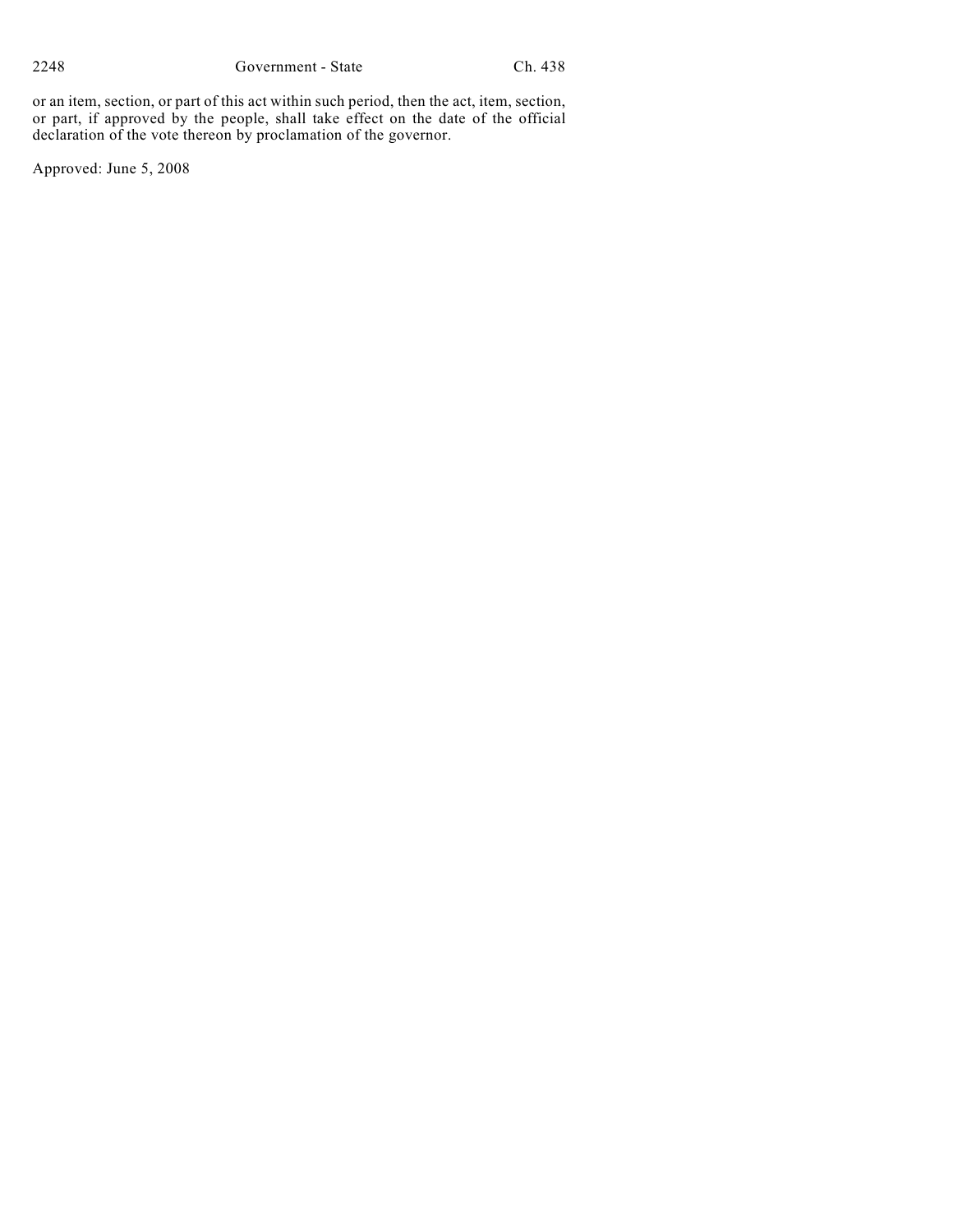or an item, section, or part of this act within such period, then the act, item, section, or part, if approved by the people, shall take effect on the date of the official declaration of the vote thereon by proclamation of the governor.

Approved: June 5, 2008